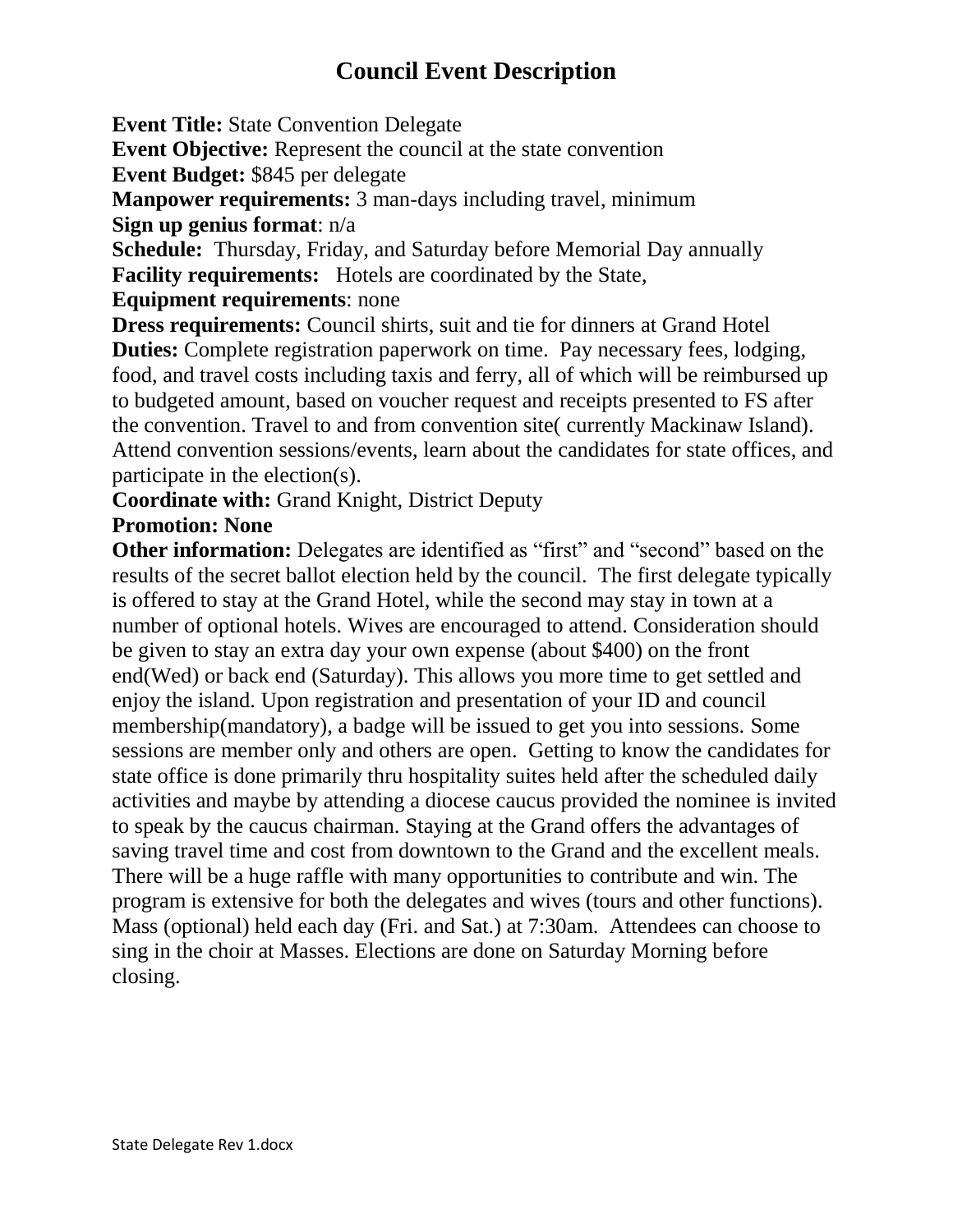# Council Event Description

**Event Title:** State Convention Delegate
**Event Objective:** Represent the council at the state convention
**Event Budget:** $845 per delegate
**Manpower requirements:** 3 man-days including travel, minimum
**Sign up genius format**: n/a
**Schedule:** Thursday, Friday, and Saturday before Memorial Day annually
**Facility requirements:** Hotels are coordinated by the State,
**Equipment requirements**: none
**Dress requirements:** Council shirts, suit and tie for dinners at Grand Hotel
**Duties:** Complete registration paperwork on time. Pay necessary fees, lodging, food, and travel costs including taxis and ferry, all of which will be reimbursed up to budgeted amount, based on voucher request and receipts presented to FS after the convention. Travel to and from convention site( currently Mackinaw Island). Attend convention sessions/events, learn about the candidates for state offices, and participate in the election(s).
**Coordinate with:** Grand Knight, District Deputy
**Promotion: None**
**Other information:** Delegates are identified as "first" and "second" based on the results of the secret ballot election held by the council. The first delegate typically is offered to stay at the Grand Hotel, while the second may stay in town at a number of optional hotels. Wives are encouraged to attend. Consideration should be given to stay an extra day your own expense (about $400) on the front end(Wed) or back end (Saturday). This allows you more time to get settled and enjoy the island. Upon registration and presentation of your ID and council membership(mandatory), a badge will be issued to get you into sessions. Some sessions are member only and others are open. Getting to know the candidates for state office is done primarily thru hospitality suites held after the scheduled daily activities and maybe by attending a diocese caucus provided the nominee is invited to speak by the caucus chairman. Staying at the Grand offers the advantages of saving travel time and cost from downtown to the Grand and the excellent meals. There will be a huge raffle with many opportunities to contribute and win. The program is extensive for both the delegates and wives (tours and other functions). Mass (optional) held each day (Fri. and Sat.) at 7:30am. Attendees can choose to sing in the choir at Masses. Elections are done on Saturday Morning before closing.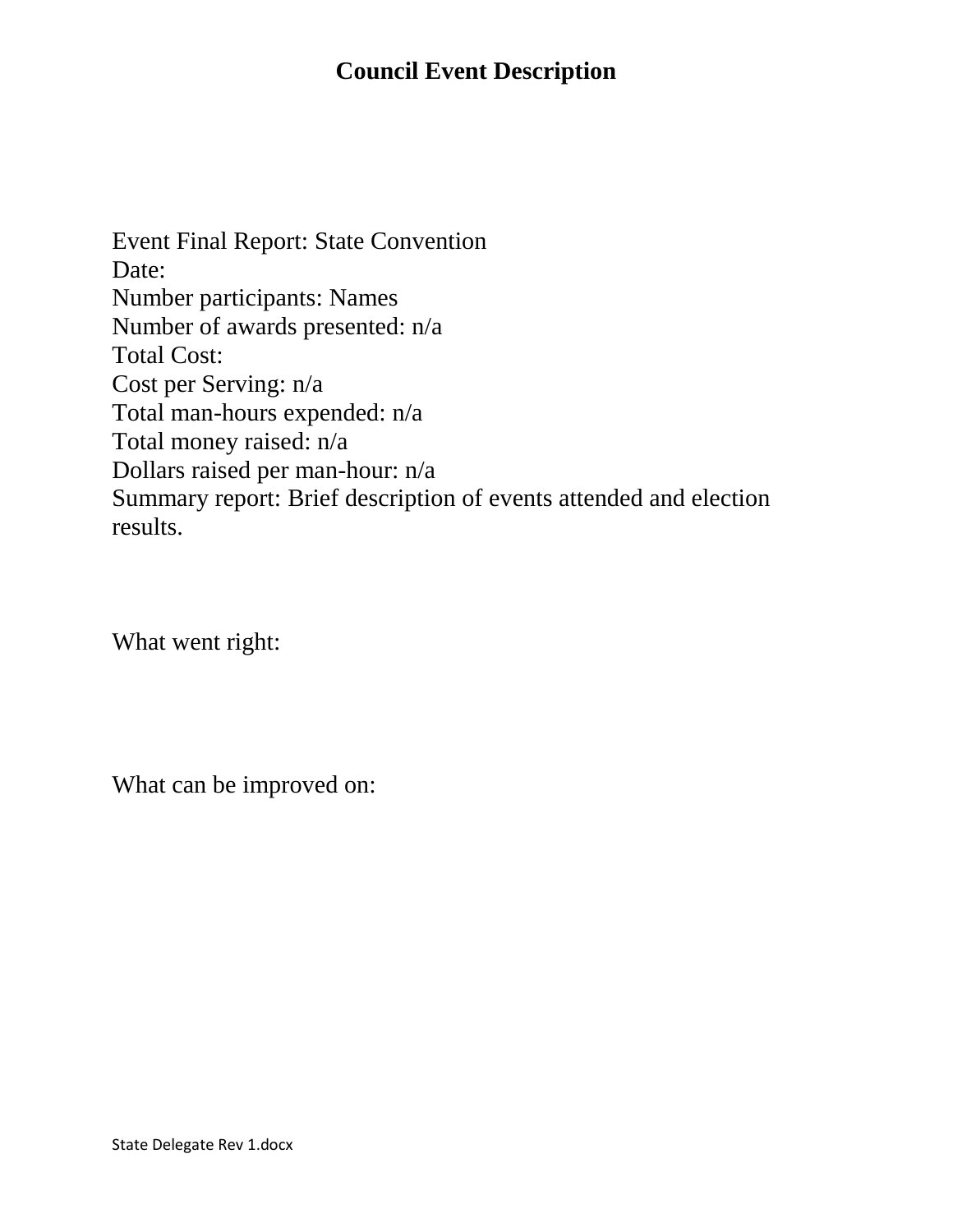# Council Event Description

Event Final Report: State Convention
Date:
Number participants: Names
Number of awards presented: n/a
Total Cost:
Cost per Serving: n/a
Total man-hours expended: n/a
Total money raised: n/a
Dollars raised per man-hour: n/a
Summary report: Brief description of events attended and election results.

What went right:

What can be improved on: